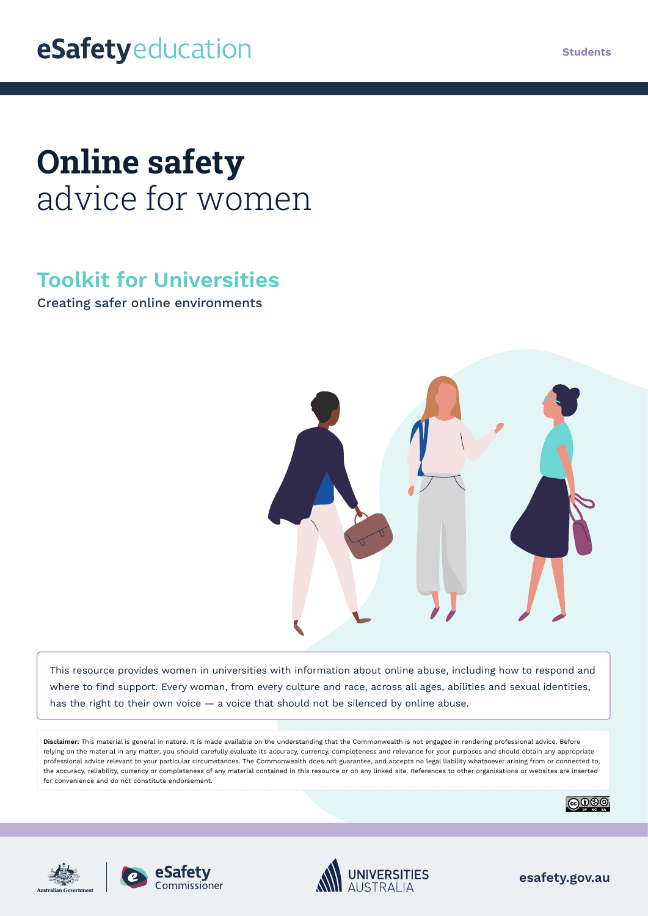eSafety education

Students

# **Online safety** advice for women

## Toolkit for Universities

Creating safer online environments

This resource provides women in universities with information about online abuse, including how to respond and where to find support. Every woman, from every culture and race, across all ages, abilities and sexual identities, has the right to their own voice — a voice that should not be silenced by online abuse.

**Disclaimer:** This material is general in nature. It is made available on the understanding that the Commonwealth is not engaged in rendering professional advice. Before relying on the material in any matter, you should carefully evaluate its accuracy, currency, completeness and relevance for your purposes and should obtain any appropriate professional advice relevant to your particular circumstances. The Commonwealth does not guarantee, and accepts no legal liability whatsoever arising from or connected to, the accuracy, reliability, currency or completeness of any material contained in this resource or on any linked site. References to other organisations or websites are inserted for convenience and do not constitute endorsement.

Australian Government | eSafety Commissioner | Universities Australia

esafety.gov.au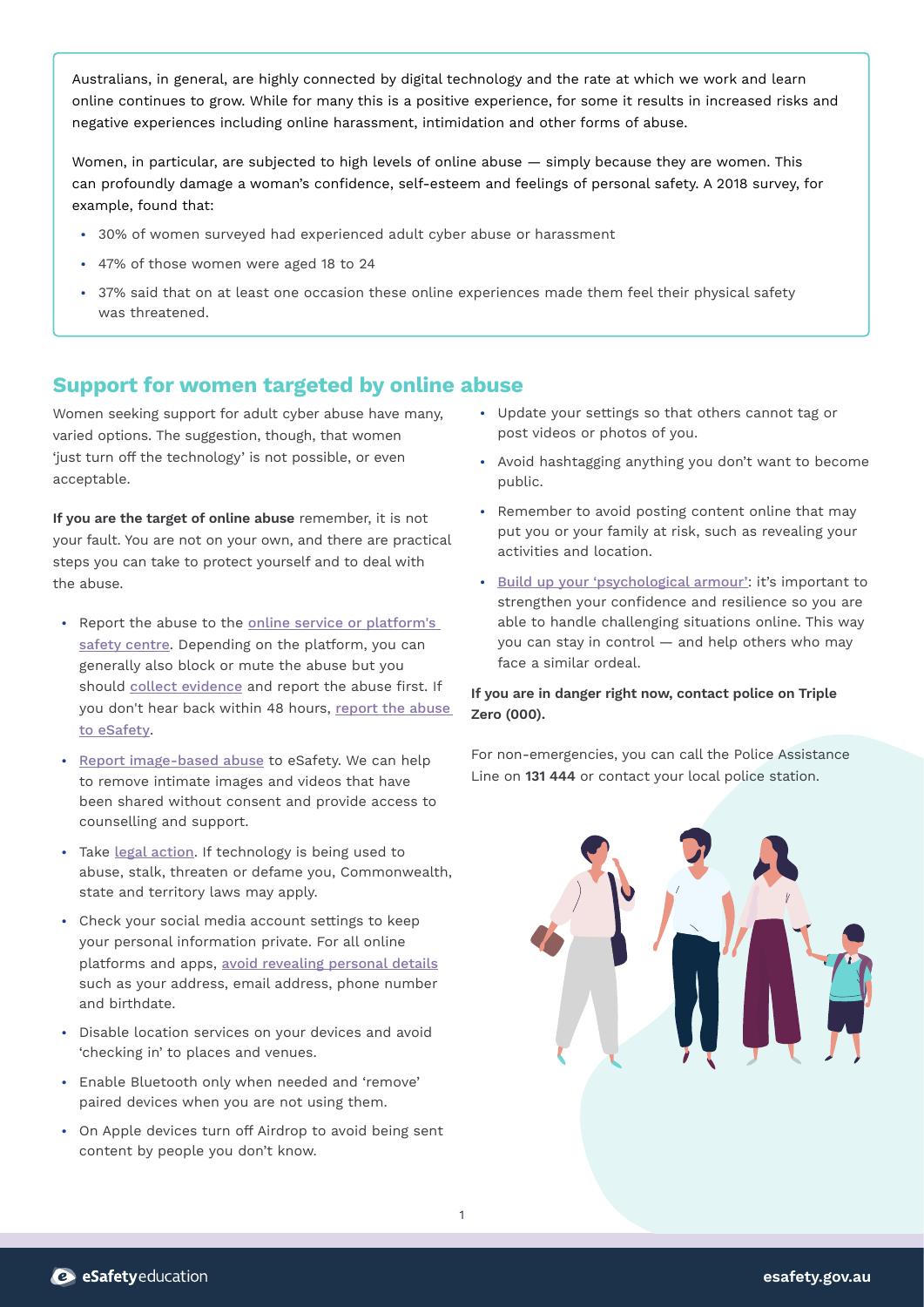Australians, in general, are highly connected by digital technology and the rate at which we work and learn online continues to grow. While for many this is a positive experience, for some it results in increased risks and negative experiences including online harassment, intimidation and other forms of abuse.

Women, in particular, are subjected to high levels of online abuse — simply because they are women. This can profoundly damage a woman's confidence, self-esteem and feelings of personal safety. A 2018 survey, for example, found that:

- 30% of women surveyed had experienced adult cyber abuse or harassment
- 47% of those women were aged 18 to 24
- 37% said that on at least one occasion these online experiences made them feel their physical safety was threatened.

## Support for women targeted by online abuse

Women seeking support for adult cyber abuse have many, varied options. The suggestion, though, that women 'just turn off the technology' is not possible, or even acceptable.

**If you are the target of online abuse** remember, it is not your fault. You are not on your own, and there are practical steps you can take to protect yourself and to deal with the abuse.

- Report the abuse to the online service or platform's safety centre. Depending on the platform, you can generally also block or mute the abuse but you should collect evidence and report the abuse first. If you don't hear back within 48 hours, report the abuse to eSafety.
- Report image-based abuse to eSafety. We can help to remove intimate images and videos that have been shared without consent and provide access to counselling and support.
- Take legal action. If technology is being used to abuse, stalk, threaten or defame you, Commonwealth, state and territory laws may apply.
- Check your social media account settings to keep your personal information private. For all online platforms and apps, avoid revealing personal details such as your address, email address, phone number and birthdate.
- Disable location services on your devices and avoid 'checking in' to places and venues.
- Enable Bluetooth only when needed and 'remove' paired devices when you are not using them.
- On Apple devices turn off Airdrop to avoid being sent content by people you don't know.
- Update your settings so that others cannot tag or post videos or photos of you.
- Avoid hashtagging anything you don't want to become public.
- Remember to avoid posting content online that may put you or your family at risk, such as revealing your activities and location.
- Build up your 'psychological armour': it's important to strengthen your confidence and resilience so you are able to handle challenging situations online. This way you can stay in control — and help others who may face a similar ordeal.

**If you are in danger right now, contact police on Triple Zero (000).**

For non-emergencies, you can call the Police Assistance Line on **131 444** or contact your local police station.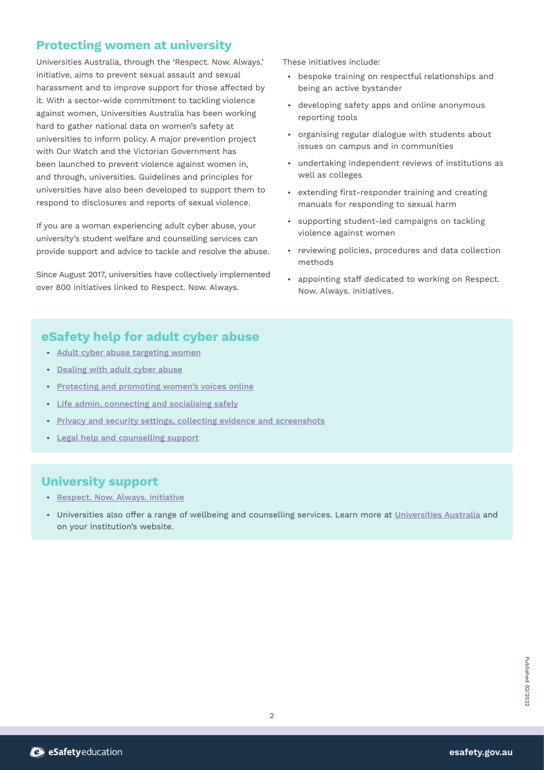## Protecting women at university

Universities Australia, through the 'Respect. Now. Always.' initiative, aims to prevent sexual assault and sexual harassment and to improve support for those affected by it. With a sector-wide commitment to tackling violence against women, Universities Australia has been working hard to gather national data on women's safety at universities to inform policy. A major prevention project with Our Watch and the Victorian Government has been launched to prevent violence against women in, and through, universities. Guidelines and principles for universities have also been developed to support them to respond to disclosures and reports of sexual violence.

If you are a woman experiencing adult cyber abuse, your university's student welfare and counselling services can provide support and advice to tackle and resolve the abuse.

Since August 2017, universities have collectively implemented over 800 initiatives linked to Respect. Now. Always.

These initiatives include:

- bespoke training on respectful relationships and being an active bystander
- developing safety apps and online anonymous reporting tools
- organising regular dialogue with students about issues on campus and in communities
- undertaking independent reviews of institutions as well as colleges
- extending first-responder training and creating manuals for responding to sexual harm
- supporting student-led campaigns on tackling violence against women
- reviewing policies, procedures and data collection methods
- appointing staff dedicated to working on Respect. Now. Always. initiatives.

## eSafety help for adult cyber abuse

- Adult cyber abuse targeting women
- Dealing with adult cyber abuse
- Protecting and promoting women's voices online
- Life admin, connecting and socialising safely
- Privacy and security settings, collecting evidence and screenshots
- Legal help and counselling support

## University support

- Respect. Now. Always. initiative
- Universities also offer a range of wellbeing and counselling services. Learn more at Universities Australia and on your institution's website.

Published 02/2022